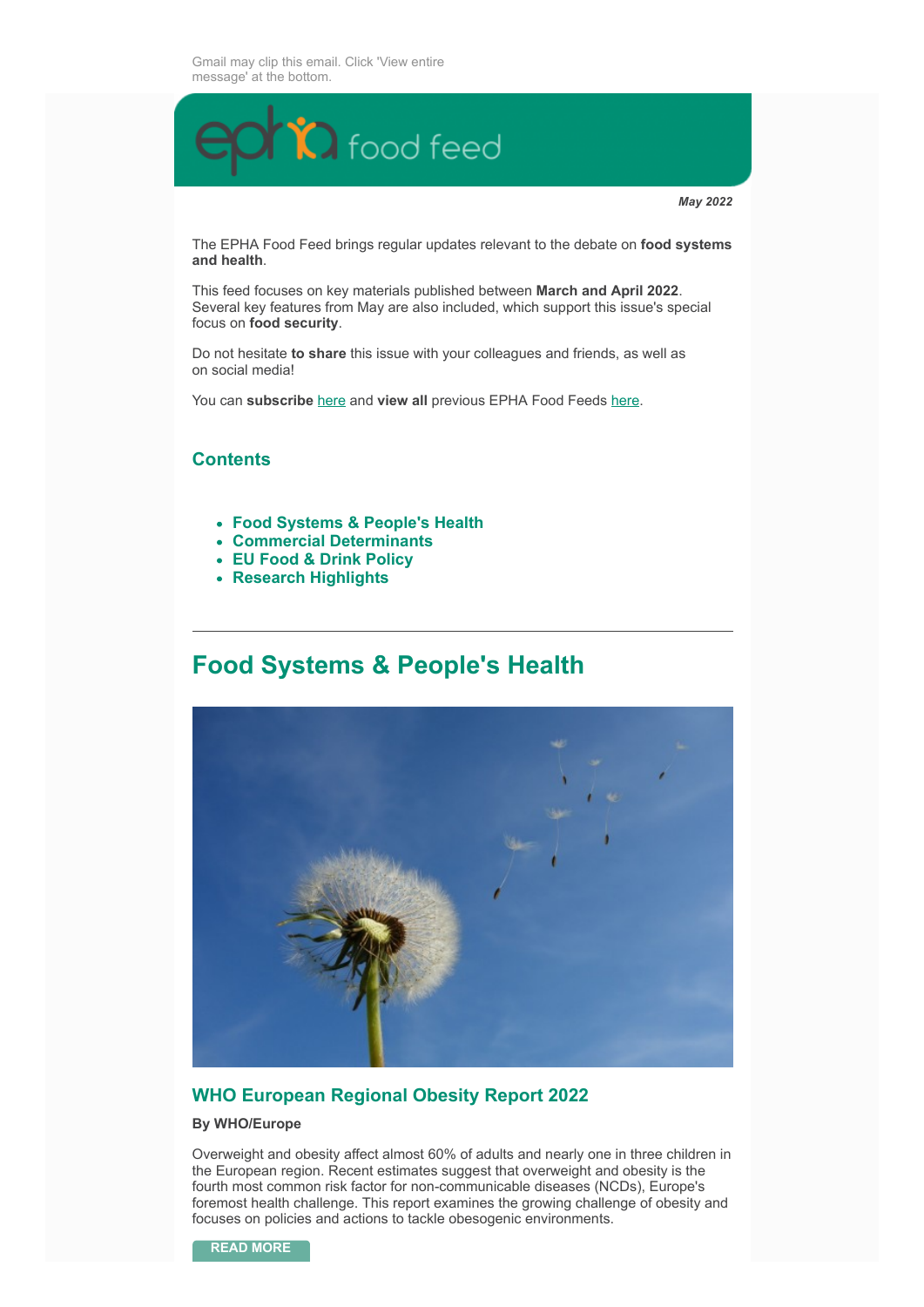Gmail may clip this email. Click 'View entire message' at the bottom.

epha food feed

***May 2022***

The EPHA Food Feed brings regular updates relevant to the debate on **food systems and health**.

This feed focuses on key materials published between **March and April 2022**. Several key features from May are also included, which support this issue's special focus on **food security**.

Do not hesitate **to share** this issue with your colleagues and friends, as well as on social media!

You can **subscribe** here and **view all** previous EPHA Food Feeds here.

## Contents

- **Food Systems & People's Health**
- **Commercial Determinants**
- **EU Food & Drink Policy**
- **Research Highlights**

---

# Food Systems & People's Health

### WHO European Regional Obesity Report 2022

**By WHO/Europe**

Overweight and obesity affect almost 60% of adults and nearly one in three children in the European region. Recent estimates suggest that overweight and obesity is the fourth most common risk factor for non-communicable diseases (NCDs), Europe's foremost health challenge. This report examines the growing challenge of obesity and focuses on policies and actions to tackle obesogenic environments.

READ MORE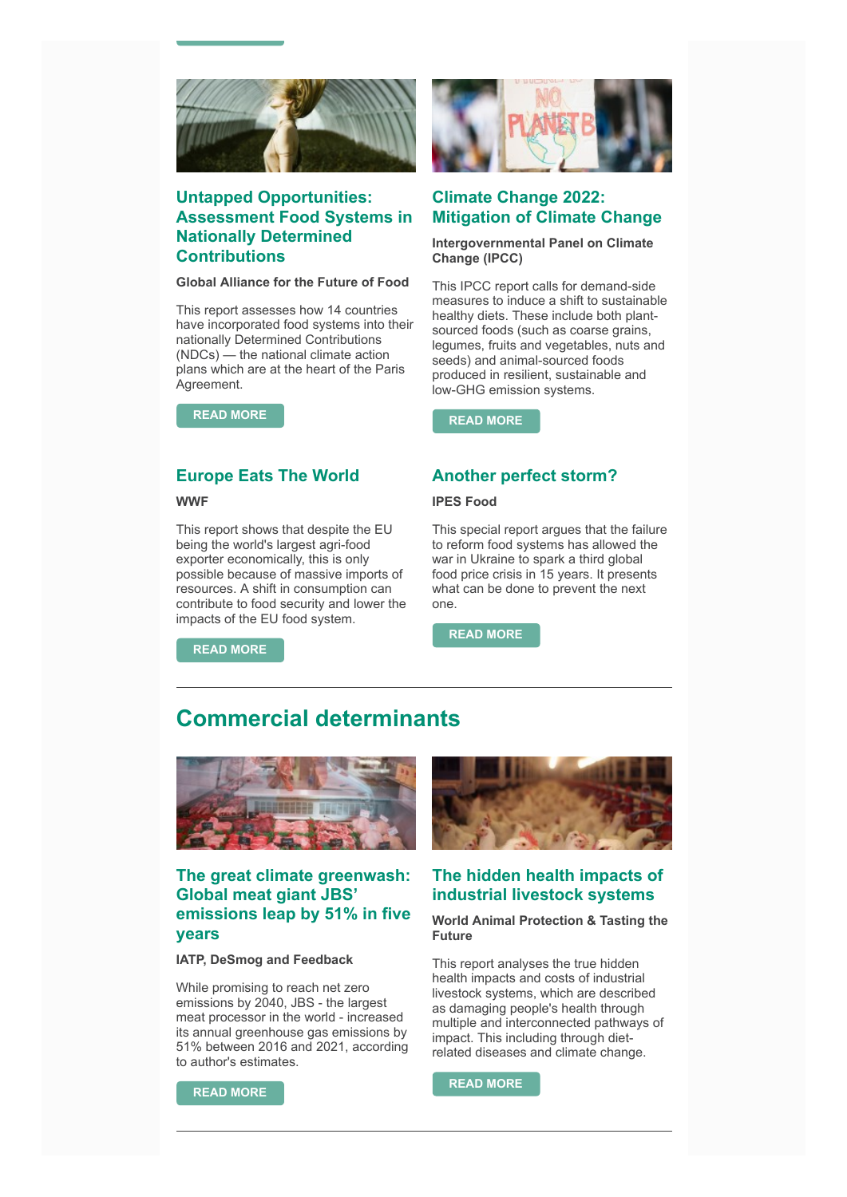### Untapped Opportunities: Assessment Food Systems in Nationally Determined Contributions

**Global Alliance for the Future of Food**

This report assesses how 14 countries have incorporated food systems into their nationally Determined Contributions (NDCs) — the national climate action plans which are at the heart of the Paris Agreement.

READ MORE

### Climate Change 2022: Mitigation of Climate Change

**Intergovernmental Panel on Climate Change (IPCC)**

This IPCC report calls for demand-side measures to induce a shift to sustainable healthy diets. These include both plant-sourced foods (such as coarse grains, legumes, fruits and vegetables, nuts and seeds) and animal-sourced foods produced in resilient, sustainable and low-GHG emission systems.

READ MORE

### Europe Eats The World

**WWF**

This report shows that despite the EU being the world's largest agri-food exporter economically, this is only possible because of massive imports of resources. A shift in consumption can contribute to food security and lower the impacts of the EU food system.

READ MORE

### Another perfect storm?

**IPES Food**

This special report argues that the failure to reform food systems has allowed the war in Ukraine to spark a third global food price crisis in 15 years. It presents what can be done to prevent the next one.

READ MORE

---

## Commercial determinants

### The great climate greenwash: Global meat giant JBS' emissions leap by 51% in five years

**IATP, DeSmog and Feedback**

While promising to reach net zero emissions by 2040, JBS - the largest meat processor in the world - increased its annual greenhouse gas emissions by 51% between 2016 and 2021, according to author's estimates.

READ MORE

### The hidden health impacts of industrial livestock systems

**World Animal Protection & Tasting the Future**

This report analyses the true hidden health impacts and costs of industrial livestock systems, which are described as damaging people's health through multiple and interconnected pathways of impact. This including through diet-related diseases and climate change.

READ MORE

---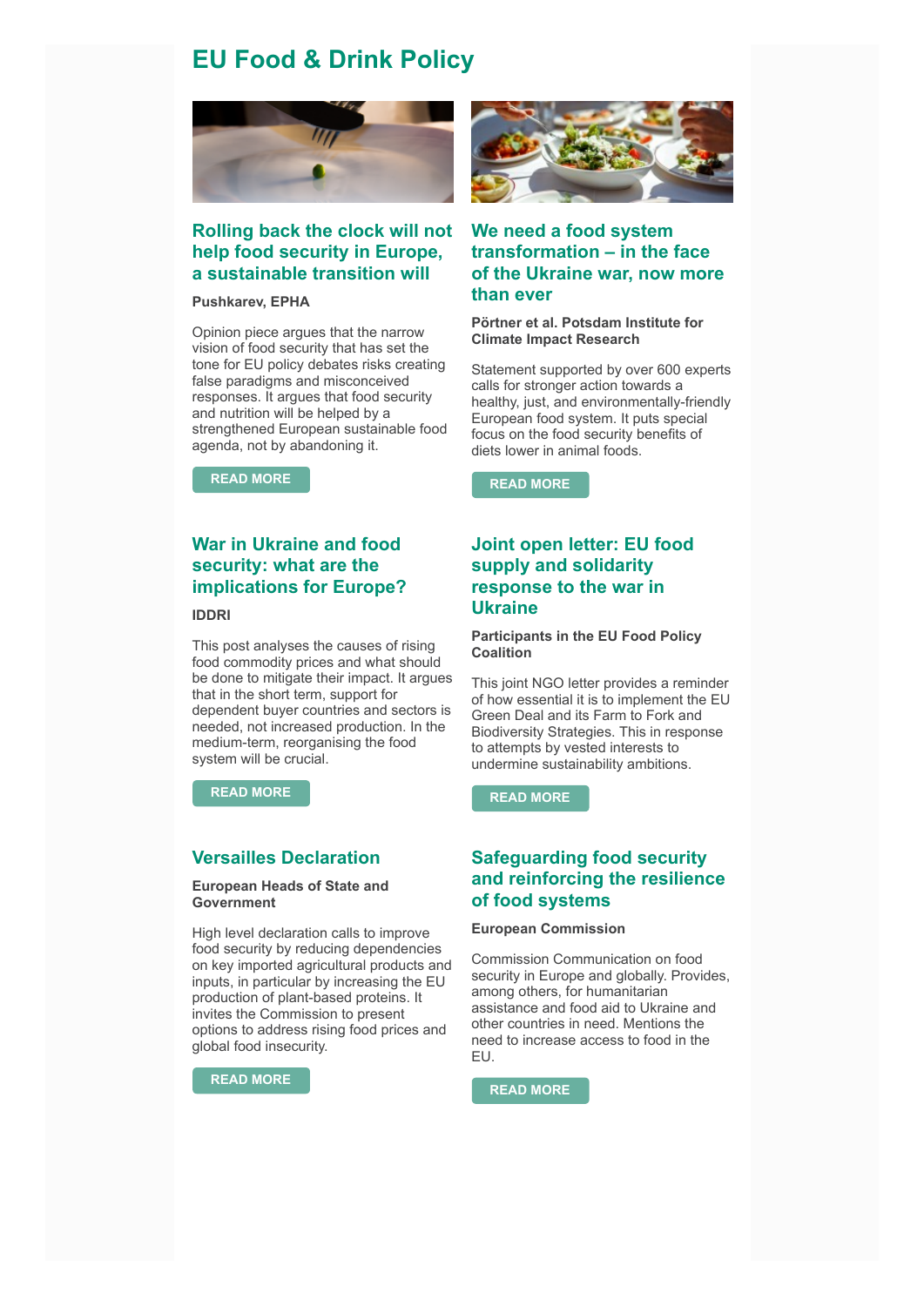# EU Food & Drink Policy

### Rolling back the clock will not help food security in Europe, a sustainable transition will

**Pushkarev, EPHA**

Opinion piece argues that the narrow vision of food security that has set the tone for EU policy debates risks creating false paradigms and misconceived responses. It argues that food security and nutrition will be helped by a strengthened European sustainable food agenda, not by abandoning it.

READ MORE

### We need a food system transformation – in the face of the Ukraine war, now more than ever

**Pörtner et al. Potsdam Institute for Climate Impact Research**

Statement supported by over 600 experts calls for stronger action towards a healthy, just, and environmentally-friendly European food system. It puts special focus on the food security benefits of diets lower in animal foods.

READ MORE

### War in Ukraine and food security: what are the implications for Europe?

**IDDRI**

This post analyses the causes of rising food commodity prices and what should be done to mitigate their impact. It argues that in the short term, support for dependent buyer countries and sectors is needed, not increased production. In the medium-term, reorganising the food system will be crucial.

READ MORE

### Joint open letter: EU food supply and solidarity response to the war in Ukraine

**Participants in the EU Food Policy Coalition**

This joint NGO letter provides a reminder of how essential it is to implement the EU Green Deal and its Farm to Fork and Biodiversity Strategies. This in response to attempts by vested interests to undermine sustainability ambitions.

READ MORE

### Versailles Declaration

**European Heads of State and Government**

High level declaration calls to improve food security by reducing dependencies on key imported agricultural products and inputs, in particular by increasing the EU production of plant-based proteins. It invites the Commission to present options to address rising food prices and global food insecurity.

READ MORE

### Safeguarding food security and reinforcing the resilience of food systems

**European Commission**

Commission Communication on food security in Europe and globally. Provides, among others, for humanitarian assistance and food aid to Ukraine and other countries in need. Mentions the need to increase access to food in the EU.

READ MORE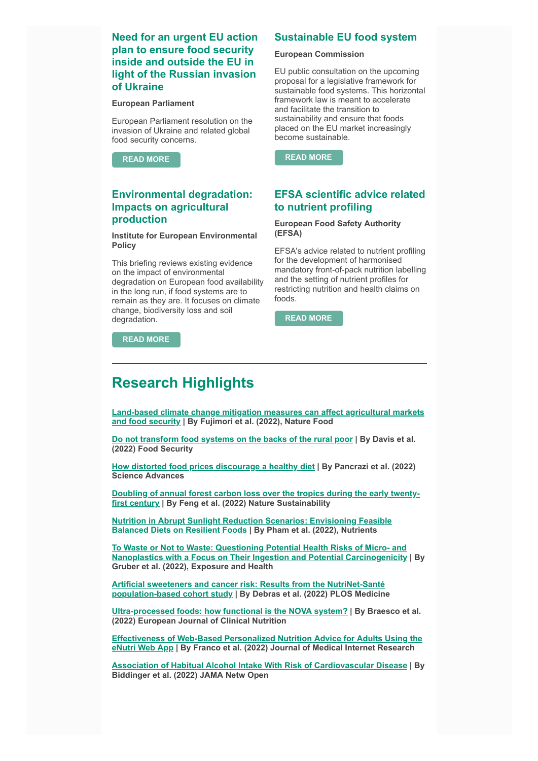### Need for an urgent EU action plan to ensure food security inside and outside the EU in light of the Russian invasion of Ukraine

**European Parliament**

European Parliament resolution on the invasion of Ukraine and related global food security concerns.

READ MORE

### Sustainable EU food system

**European Commission**

EU public consultation on the upcoming proposal for a legislative framework for sustainable food systems. This horizontal framework law is meant to accelerate and facilitate the transition to sustainability and ensure that foods placed on the EU market increasingly become sustainable.

READ MORE

### Environmental degradation: Impacts on agricultural production

**Institute for European Environmental Policy**

This briefing reviews existing evidence on the impact of environmental degradation on European food availability in the long run, if food systems are to remain as they are. It focuses on climate change, biodiversity loss and soil degradation.

READ MORE

### EFSA scientific advice related to nutrient profiling

**European Food Safety Authority (EFSA)**

EFSA's advice related to nutrient profiling for the development of harmonised mandatory front-of-pack nutrition labelling and the setting of nutrient profiles for restricting nutrition and health claims on foods.

READ MORE

---

## Research Highlights

**Land-based climate change mitigation measures can affect agricultural markets and food security | By Fujimori et al. (2022), Nature Food**

**Do not transform food systems on the backs of the rural poor | By Davis et al. (2022) Food Security**

**How distorted food prices discourage a healthy diet | By Pancrazi et al. (2022) Science Advances**

**Doubling of annual forest carbon loss over the tropics during the early twenty-first century | By Feng et al. (2022) Nature Sustainability**

**Nutrition in Abrupt Sunlight Reduction Scenarios: Envisioning Feasible Balanced Diets on Resilient Foods | By Pham et al. (2022), Nutrients**

**To Waste or Not to Waste: Questioning Potential Health Risks of Micro- and Nanoplastics with a Focus on Their Ingestion and Potential Carcinogenicity | By Gruber et al. (2022), Exposure and Health**

**Artificial sweeteners and cancer risk: Results from the NutriNet-Santé population-based cohort study | By Debras et al. (2022) PLOS Medicine**

**Ultra-processed foods: how functional is the NOVA system? | By Braesco et al. (2022) European Journal of Clinical Nutrition**

**Effectiveness of Web-Based Personalized Nutrition Advice for Adults Using the eNutri Web App | By Franco et al. (2022) Journal of Medical Internet Research**

**Association of Habitual Alcohol Intake With Risk of Cardiovascular Disease | By Biddinger et al. (2022) JAMA Netw Open**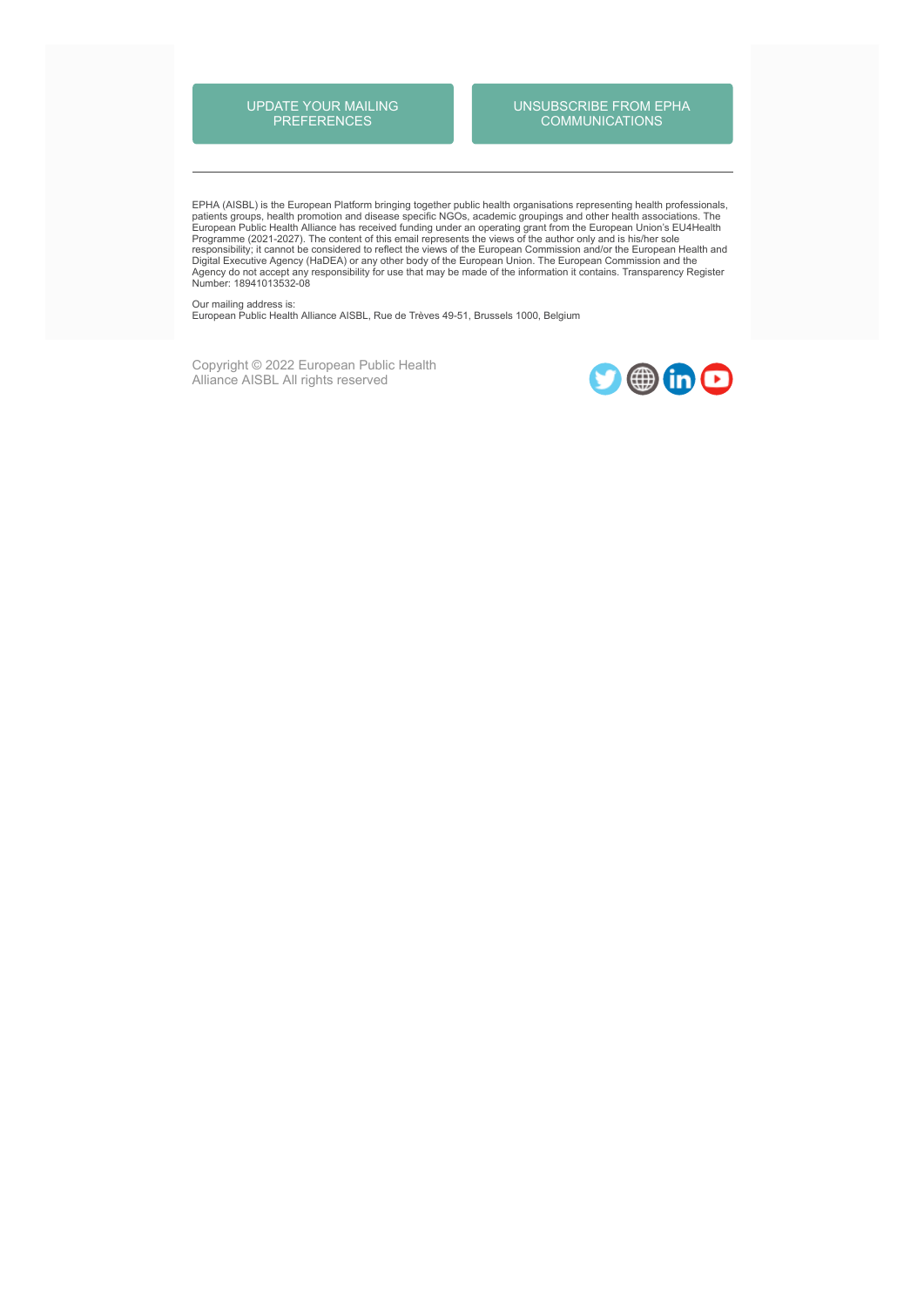UPDATE YOUR MAILING PREFERENCES

UNSUBSCRIBE FROM EPHA COMMUNICATIONS

---

EPHA (AISBL) is the European Platform bringing together public health organisations representing health professionals, patients groups, health promotion and disease specific NGOs, academic groupings and other health associations. The European Public Health Alliance has received funding under an operating grant from the European Union's EU4Health Programme (2021-2027). The content of this email represents the views of the author only and is his/her sole responsibility; it cannot be considered to reflect the views of the European Commission and/or the European Health and Digital Executive Agency (HaDEA) or any other body of the European Union. The European Commission and the Agency do not accept any responsibility for use that may be made of the information it contains. Transparency Register Number: 18941013532-08

Our mailing address is:
European Public Health Alliance AISBL, Rue de Trèves 49-51, Brussels 1000, Belgium

Copyright © 2022 European Public Health Alliance AISBL All rights reserved